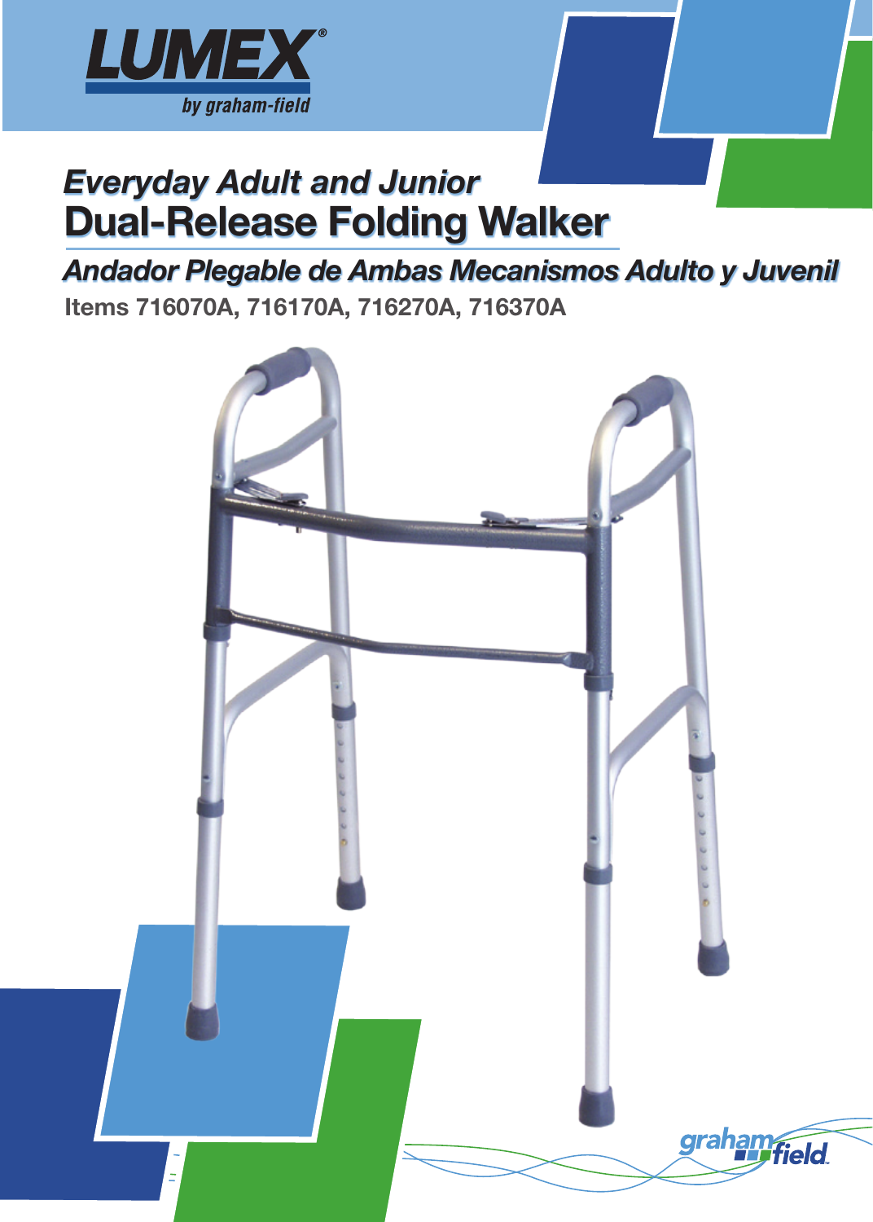LUMEX®

by graham-field

# *Everyday Adult and Junior* Dual-Release Folding Walker

## *Andador Plegable de Ambas Mecanismos Adulto y Juvenil*

**Items 716070A, 716170A, 716270A, 716370A**

graham field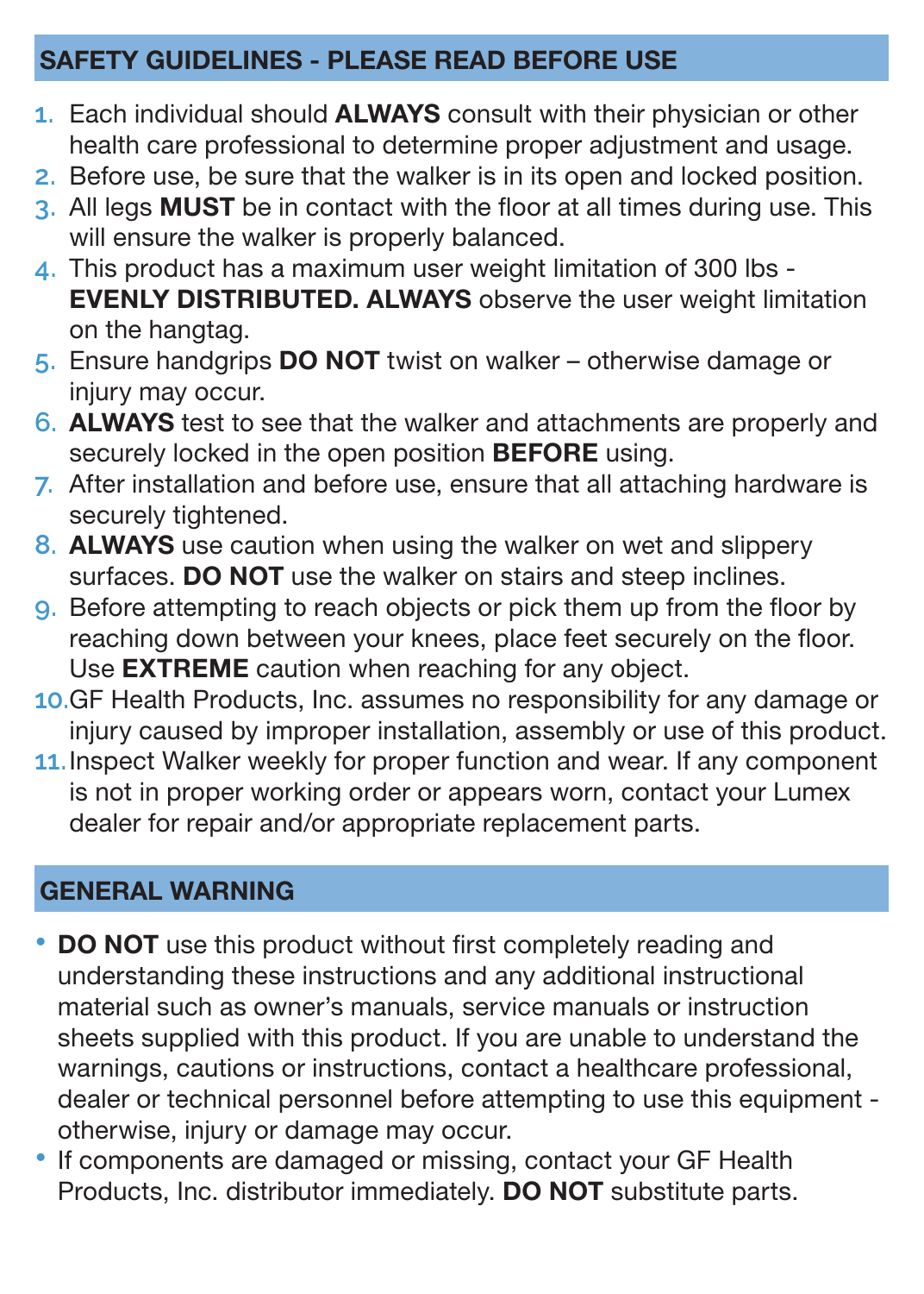## SAFETY GUIDELINES - PLEASE READ BEFORE USE

1. Each individual should **ALWAYS** consult with their physician or other health care professional to determine proper adjustment and usage.
2. Before use, be sure that the walker is in its open and locked position.
3. All legs **MUST** be in contact with the floor at all times during use. This will ensure the walker is properly balanced.
4. This product has a maximum user weight limitation of 300 lbs - **EVENLY DISTRIBUTED. ALWAYS** observe the user weight limitation on the hangtag.
5. Ensure handgrips **DO NOT** twist on walker – otherwise damage or injury may occur.
6. **ALWAYS** test to see that the walker and attachments are properly and securely locked in the open position **BEFORE** using.
7. After installation and before use, ensure that all attaching hardware is securely tightened.
8. **ALWAYS** use caution when using the walker on wet and slippery surfaces. **DO NOT** use the walker on stairs and steep inclines.
9. Before attempting to reach objects or pick them up from the floor by reaching down between your knees, place feet securely on the floor. Use **EXTREME** caution when reaching for any object.
10. GF Health Products, Inc. assumes no responsibility for any damage or injury caused by improper installation, assembly or use of this product.
11. Inspect Walker weekly for proper function and wear. If any component is not in proper working order or appears worn, contact your Lumex dealer for repair and/or appropriate replacement parts.

## GENERAL WARNING

- **DO NOT** use this product without first completely reading and understanding these instructions and any additional instructional material such as owner's manuals, service manuals or instruction sheets supplied with this product. If you are unable to understand the warnings, cautions or instructions, contact a healthcare professional, dealer or technical personnel before attempting to use this equipment - otherwise, injury or damage may occur.
- If components are damaged or missing, contact your GF Health Products, Inc. distributor immediately. **DO NOT** substitute parts.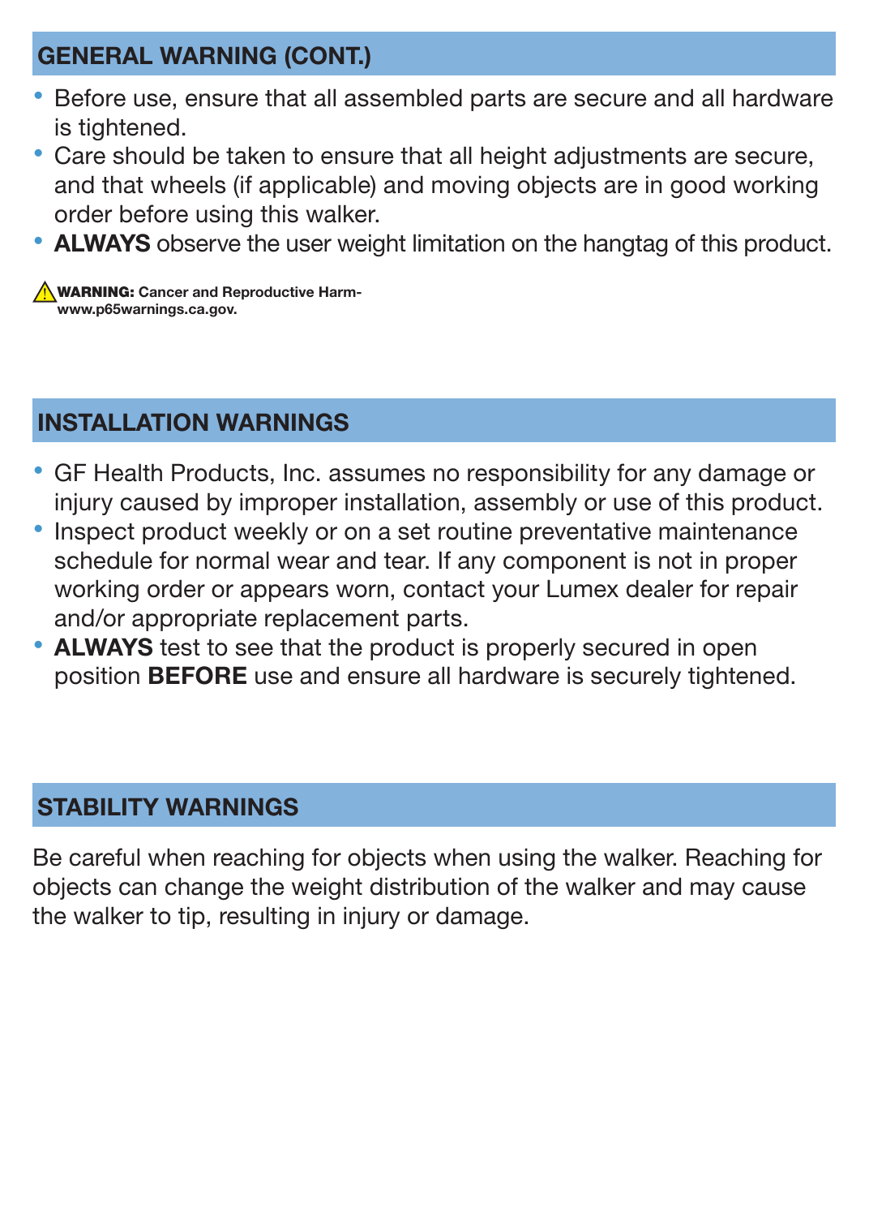## GENERAL WARNING (CONT.)

- Before use, ensure that all assembled parts are secure and all hardware is tightened.
- Care should be taken to ensure that all height adjustments are secure, and that wheels (if applicable) and moving objects are in good working order before using this walker.
- **ALWAYS** observe the user weight limitation on the hangtag of this product.

⚠ **WARNING: Cancer and Reproductive Harm- www.p65warnings.ca.gov.**

## INSTALLATION WARNINGS

- GF Health Products, Inc. assumes no responsibility for any damage or injury caused by improper installation, assembly or use of this product.
- Inspect product weekly or on a set routine preventative maintenance schedule for normal wear and tear. If any component is not in proper working order or appears worn, contact your Lumex dealer for repair and/or appropriate replacement parts.
- **ALWAYS** test to see that the product is properly secured in open position **BEFORE** use and ensure all hardware is securely tightened.

## STABILITY WARNINGS

Be careful when reaching for objects when using the walker. Reaching for objects can change the weight distribution of the walker and may cause the walker to tip, resulting in injury or damage.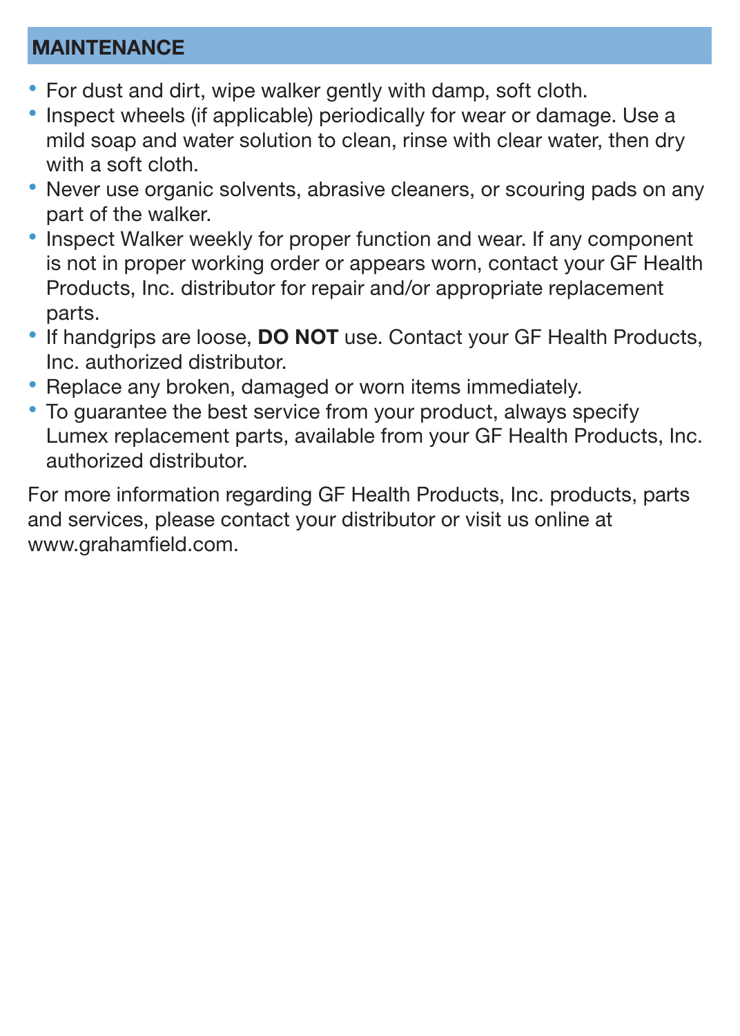## MAINTENANCE

- For dust and dirt, wipe walker gently with damp, soft cloth.
- Inspect wheels (if applicable) periodically for wear or damage. Use a mild soap and water solution to clean, rinse with clear water, then dry with a soft cloth.
- Never use organic solvents, abrasive cleaners, or scouring pads on any part of the walker.
- Inspect Walker weekly for proper function and wear. If any component is not in proper working order or appears worn, contact your GF Health Products, Inc. distributor for repair and/or appropriate replacement parts.
- If handgrips are loose, **DO NOT** use. Contact your GF Health Products, Inc. authorized distributor.
- Replace any broken, damaged or worn items immediately.
- To guarantee the best service from your product, always specify Lumex replacement parts, available from your GF Health Products, Inc. authorized distributor.

For more information regarding GF Health Products, Inc. products, parts and services, please contact your distributor or visit us online at www.grahamfield.com.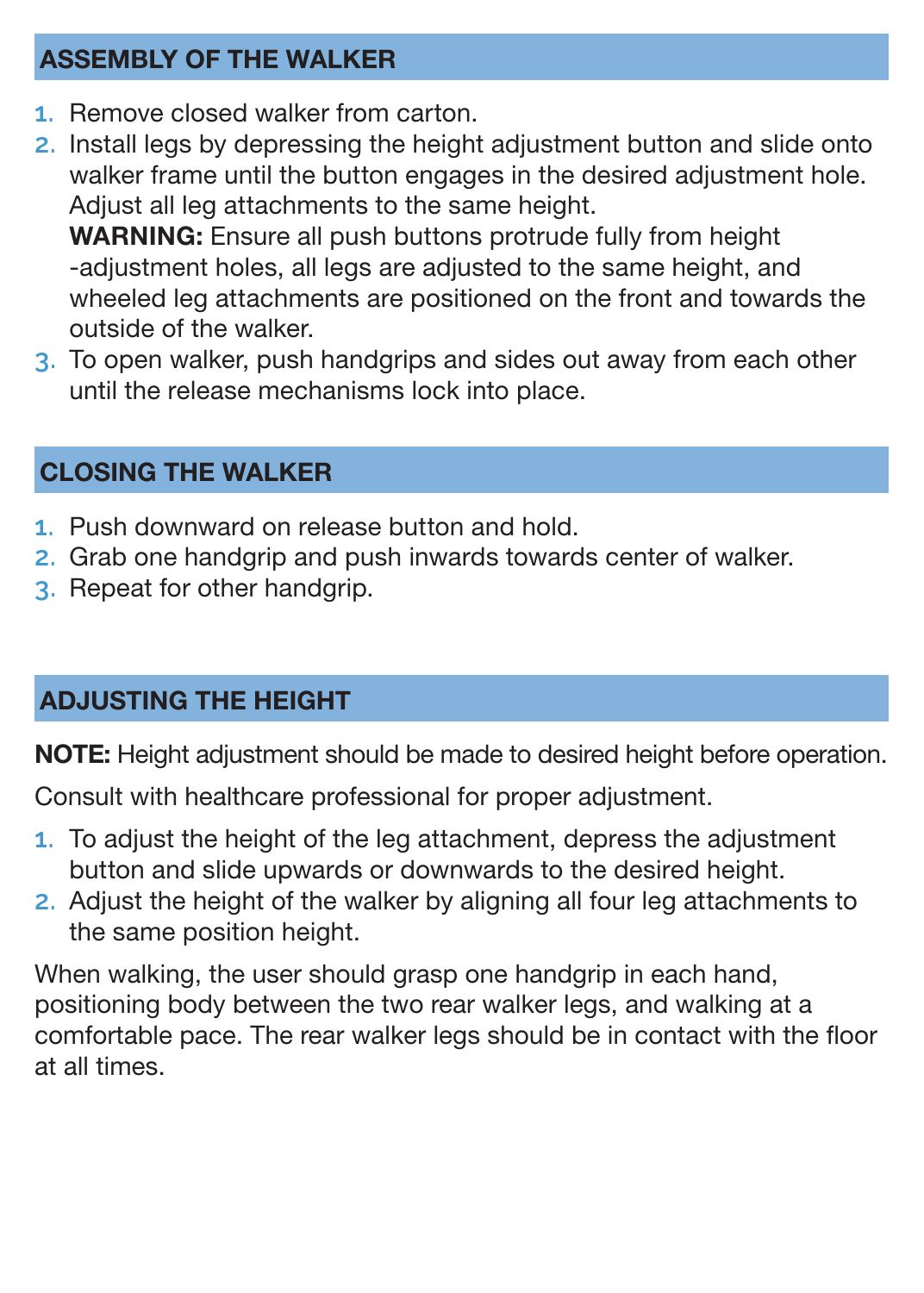## ASSEMBLY OF THE WALKER

1. Remove closed walker from carton.
2. Install legs by depressing the height adjustment button and slide onto walker frame until the button engages in the desired adjustment hole. Adjust all leg attachments to the same height.
   **WARNING:** Ensure all push buttons protrude fully from height -adjustment holes, all legs are adjusted to the same height, and wheeled leg attachments are positioned on the front and towards the outside of the walker.
3. To open walker, push handgrips and sides out away from each other until the release mechanisms lock into place.

## CLOSING THE WALKER

1. Push downward on release button and hold.
2. Grab one handgrip and push inwards towards center of walker.
3. Repeat for other handgrip.

## ADJUSTING THE HEIGHT

**NOTE:** Height adjustment should be made to desired height before operation.

Consult with healthcare professional for proper adjustment.

1. To adjust the height of the leg attachment, depress the adjustment button and slide upwards or downwards to the desired height.
2. Adjust the height of the walker by aligning all four leg attachments to the same position height.

When walking, the user should grasp one handgrip in each hand, positioning body between the two rear walker legs, and walking at a comfortable pace. The rear walker legs should be in contact with the floor at all times.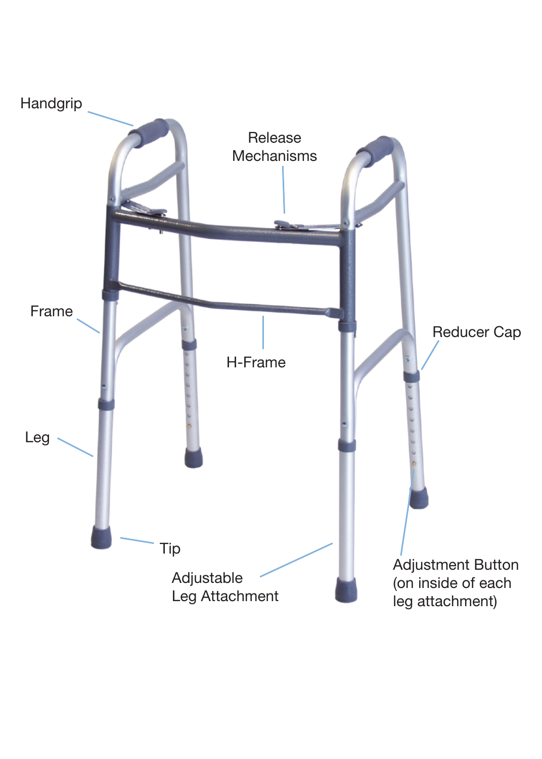Handgrip

Release Mechanisms

Frame

H-Frame

Reducer Cap

Leg

Tip

Adjustable Leg Attachment

Adjustment Button (on inside of each leg attachment)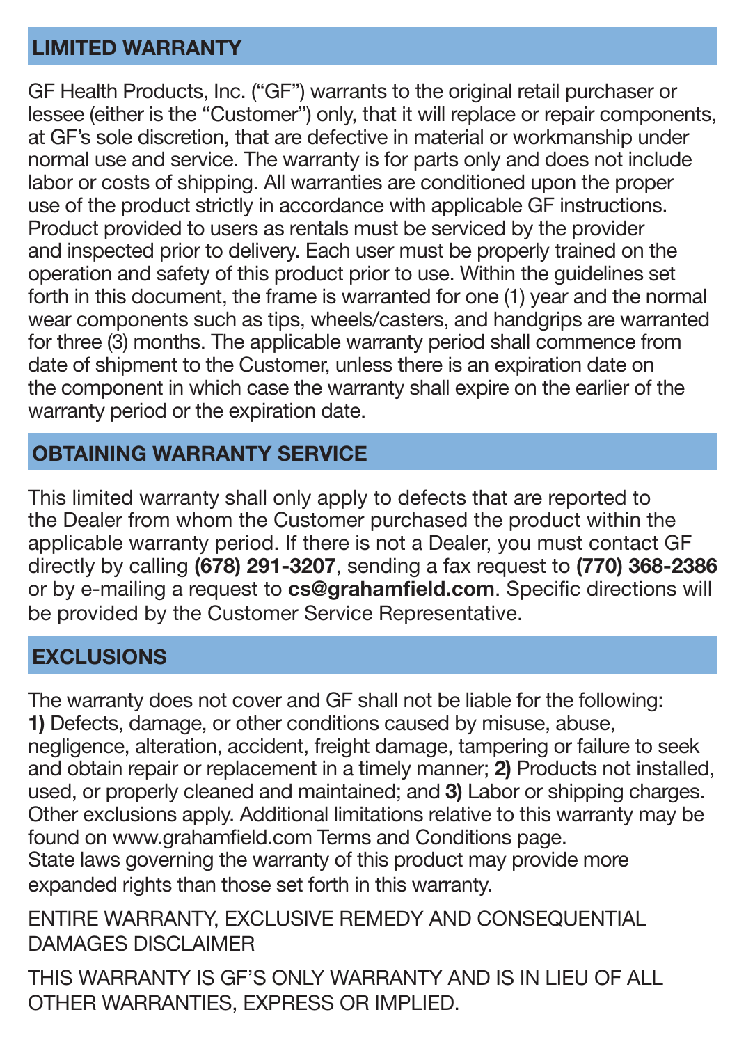## LIMITED WARRANTY

GF Health Products, Inc. ("GF") warrants to the original retail purchaser or lessee (either is the "Customer") only, that it will replace or repair components, at GF's sole discretion, that are defective in material or workmanship under normal use and service. The warranty is for parts only and does not include labor or costs of shipping. All warranties are conditioned upon the proper use of the product strictly in accordance with applicable GF instructions. Product provided to users as rentals must be serviced by the provider and inspected prior to delivery. Each user must be properly trained on the operation and safety of this product prior to use. Within the guidelines set forth in this document, the frame is warranted for one (1) year and the normal wear components such as tips, wheels/casters, and handgrips are warranted for three (3) months. The applicable warranty period shall commence from date of shipment to the Customer, unless there is an expiration date on the component in which case the warranty shall expire on the earlier of the warranty period or the expiration date.

## OBTAINING WARRANTY SERVICE

This limited warranty shall only apply to defects that are reported to the Dealer from whom the Customer purchased the product within the applicable warranty period. If there is not a Dealer, you must contact GF directly by calling **(678) 291-3207**, sending a fax request to **(770) 368-2386** or by e-mailing a request to **cs@grahamfield.com**. Specific directions will be provided by the Customer Service Representative.

## EXCLUSIONS

The warranty does not cover and GF shall not be liable for the following: **1)** Defects, damage, or other conditions caused by misuse, abuse, negligence, alteration, accident, freight damage, tampering or failure to seek and obtain repair or replacement in a timely manner; **2)** Products not installed, used, or properly cleaned and maintained; and **3)** Labor or shipping charges. Other exclusions apply. Additional limitations relative to this warranty may be found on www.grahamfield.com Terms and Conditions page. State laws governing the warranty of this product may provide more expanded rights than those set forth in this warranty.

ENTIRE WARRANTY, EXCLUSIVE REMEDY AND CONSEQUENTIAL DAMAGES DISCLAIMER

THIS WARRANTY IS GF'S ONLY WARRANTY AND IS IN LIEU OF ALL OTHER WARRANTIES, EXPRESS OR IMPLIED.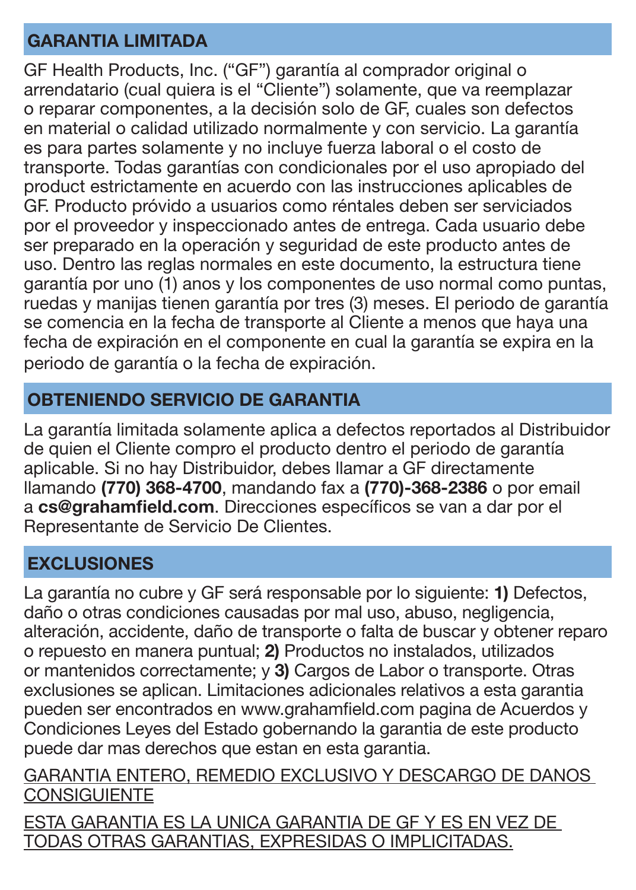## GARANTIA LIMITADA

GF Health Products, Inc. ("GF") garantía al comprador original o arrendatario (cual quiera is el "Cliente") solamente, que va reemplazar o reparar componentes, a la decisión solo de GF, cuales son defectos en material o calidad utilizado normalmente y con servicio. La garantía es para partes solamente y no incluye fuerza laboral o el costo de transporte. Todas garantías con condicionales por el uso apropiado del product estrictamente en acuerdo con las instrucciones aplicables de GF. Producto provído a usuarios como réntales deben ser serviciados por el proveedor y inspeccionado antes de entrega. Cada usuario debe ser preparado en la operación y seguridad de este producto antes de uso. Dentro las reglas normales en este documento, la estructura tiene garantía por uno (1) anos y los componentes de uso normal como puntas, ruedas y manijas tienen garantía por tres (3) meses. El periodo de garantía se comencia en la fecha de transporte al Cliente a menos que haya una fecha de expiración en el componente en cual la garantía se expira en la periodo de garantía o la fecha de expiración.

## OBTENIENDO SERVICIO DE GARANTIA

La garantía limitada solamente aplica a defectos reportados al Distribuidor de quien el Cliente compro el producto dentro el periodo de garantía aplicable. Si no hay Distribuidor, debes llamar a GF directamente llamando **(770) 368-4700**, mandando fax a **(770)-368-2386** o por email a **cs@grahamfield.com**. Direcciones específicos se van a dar por el Representante de Servicio De Clientes.

## EXCLUSIONES

La garantía no cubre y GF será responsable por lo siguiente: **1)** Defectos, daño o otras condiciones causadas por mal uso, abuso, negligencia, alteración, accidente, daño de transporte o falta de buscar y obtener reparo o repuesto en manera puntual; **2)** Productos no instalados, utilizados or mantenidos correctamente; y **3)** Cargos de Labor o transporte. Otras exclusiones se aplican. Limitaciones adicionales relativos a esta garantia pueden ser encontrados en www.grahamfield.com pagina de Acuerdos y Condiciones Leyes del Estado gobernando la garantia de este producto puede dar mas derechos que estan en esta garantia.

<u>GARANTIA ENTERO, REMEDIO EXCLUSIVO Y DESCARGO DE DANOS CONSIGUIENTE</u>

<u>ESTA GARANTIA ES LA UNICA GARANTIA DE GF Y ES EN VEZ DE TODAS OTRAS GARANTIAS, EXPRESIDAS O IMPLICITADAS.</u>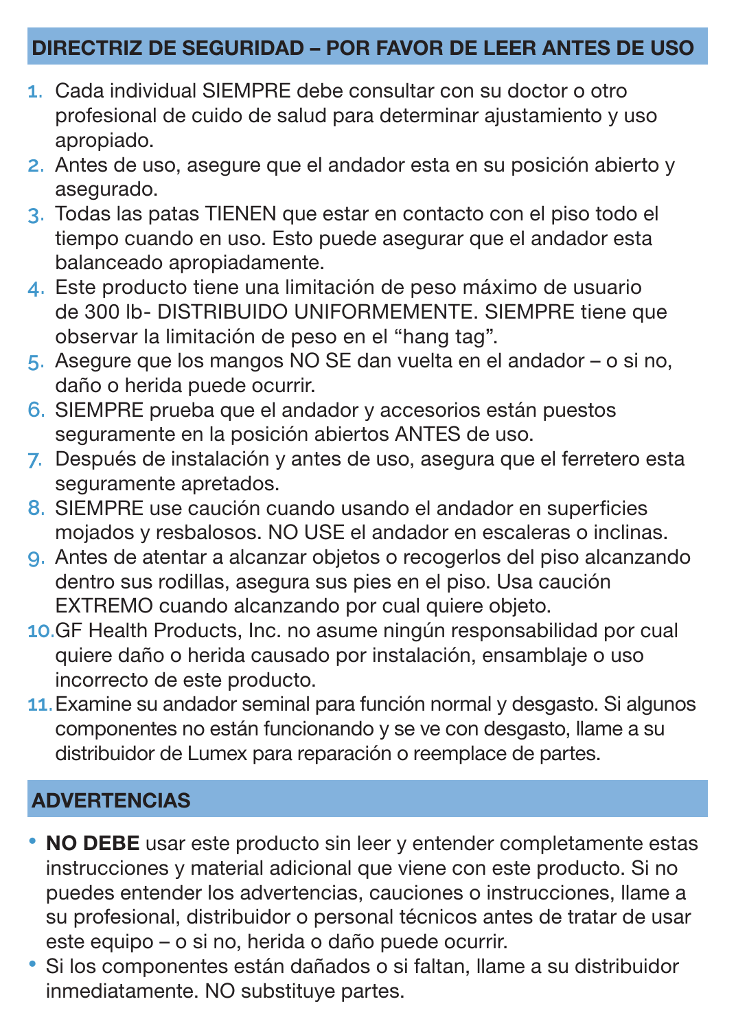## DIRECTRIZ DE SEGURIDAD – POR FAVOR DE LEER ANTES DE USO

1. Cada individual SIEMPRE debe consultar con su doctor o otro profesional de cuido de salud para determinar ajustamiento y uso apropiado.
2. Antes de uso, asegure que el andador esta en su posición abierto y asegurado.
3. Todas las patas TIENEN que estar en contacto con el piso todo el tiempo cuando en uso. Esto puede asegurar que el andador esta balanceado apropiadamente.
4. Este producto tiene una limitación de peso máximo de usuario de 300 lb- DISTRIBUIDO UNIFORMEMENTE. SIEMPRE tiene que observar la limitación de peso en el "hang tag".
5. Asegure que los mangos NO SE dan vuelta en el andador – o si no, daño o herida puede ocurrir.
6. SIEMPRE prueba que el andador y accesorios están puestos seguramente en la posición abiertos ANTES de uso.
7. Después de instalación y antes de uso, asegura que el ferretero esta seguramente apretados.
8. SIEMPRE use caución cuando usando el andador en superficies mojados y resbalosos. NO USE el andador en escaleras o inclinas.
9. Antes de atentar a alcanzar objetos o recogerlos del piso alcanzando dentro sus rodillas, asegura sus pies en el piso. Usa caución EXTREMO cuando alcanzando por cual quiere objeto.
10. GF Health Products, Inc. no asume ningún responsabilidad por cual quiere daño o herida causado por instalación, ensamblaje o uso incorrecto de este producto.
11. Examine su andador seminal para función normal y desgasto. Si algunos componentes no están funcionando y se ve con desgasto, llame a su distribuidor de Lumex para reparación o reemplace de partes.

## ADVERTENCIAS

- **NO DEBE** usar este producto sin leer y entender completamente estas instrucciones y material adicional que viene con este producto. Si no puedes entender los advertencias, cauciones o instrucciones, llame a su profesional, distribuidor o personal técnicos antes de tratar de usar este equipo – o si no, herida o daño puede ocurrir.
- Si los componentes están dañados o si faltan, llame a su distribuidor inmediatamente. NO substituye partes.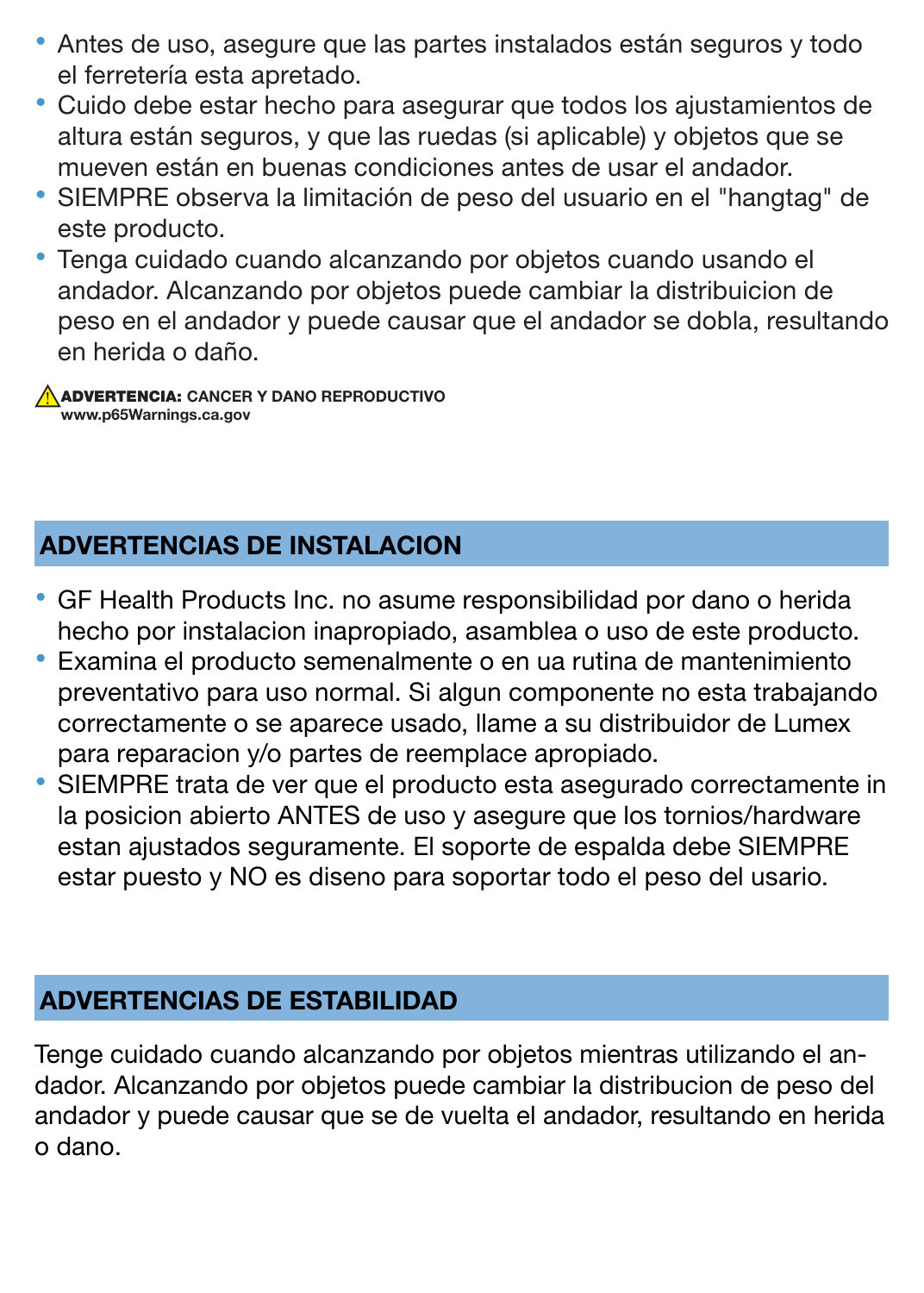- Antes de uso, asegure que las partes instalados están seguros y todo el ferretería esta apretado.
- Cuido debe estar hecho para asegurar que todos los ajustamientos de altura están seguros, y que las ruedas (si aplicable) y objetos que se mueven están en buenas condiciones antes de usar el andador.
- SIEMPRE observa la limitación de peso del usuario en el "hangtag" de este producto.
- Tenga cuidado cuando alcanzando por objetos cuando usando el andador. Alcanzando por objetos puede cambiar la distribuicion de peso en el andador y puede causar que el andador se dobla, resultando en herida o daño.

⚠ **ADVERTENCIA:** CANCER Y DANO REPRODUCTIVO
www.p65Warnings.ca.gov

## ADVERTENCIAS DE INSTALACION

- GF Health Products Inc. no asume responsibilidad por dano o herida hecho por instalacion inapropiado, asamblea o uso de este producto.
- Examina el producto semenalmente o en ua rutina de mantenimiento preventativo para uso normal. Si algun componente no esta trabajando correctamente o se aparece usado, llame a su distribuidor de Lumex para reparacion y/o partes de reemplace apropiado.
- SIEMPRE trata de ver que el producto esta asegurado correctamente in la posicion abierto ANTES de uso y asegure que los tornios/hardware estan ajustados seguramente. El soporte de espalda debe SIEMPRE estar puesto y NO es diseno para soportar todo el peso del usario.

## ADVERTENCIAS DE ESTABILIDAD

Tenge cuidado cuando alcanzando por objetos mientras utilizando el andador. Alcanzando por objetos puede cambiar la distribucion de peso del andador y puede causar que se de vuelta el andador, resultando en herida o dano.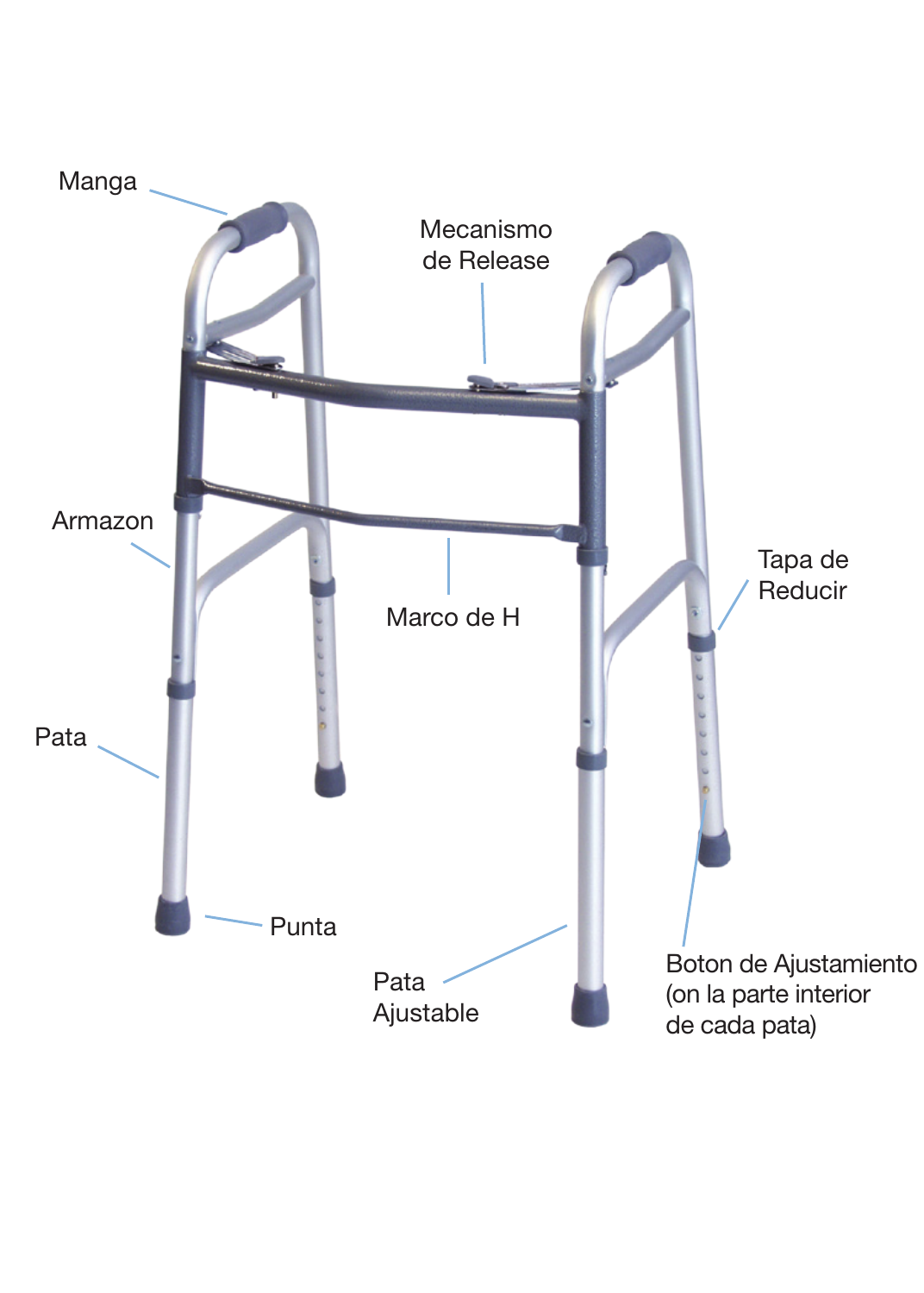Manga

Mecanismo de Release

Armazon

Marco de H

Tapa de Reducir

Pata

Punta

Pata Ajustable

Boton de Ajustamiento (on la parte interior de cada pata)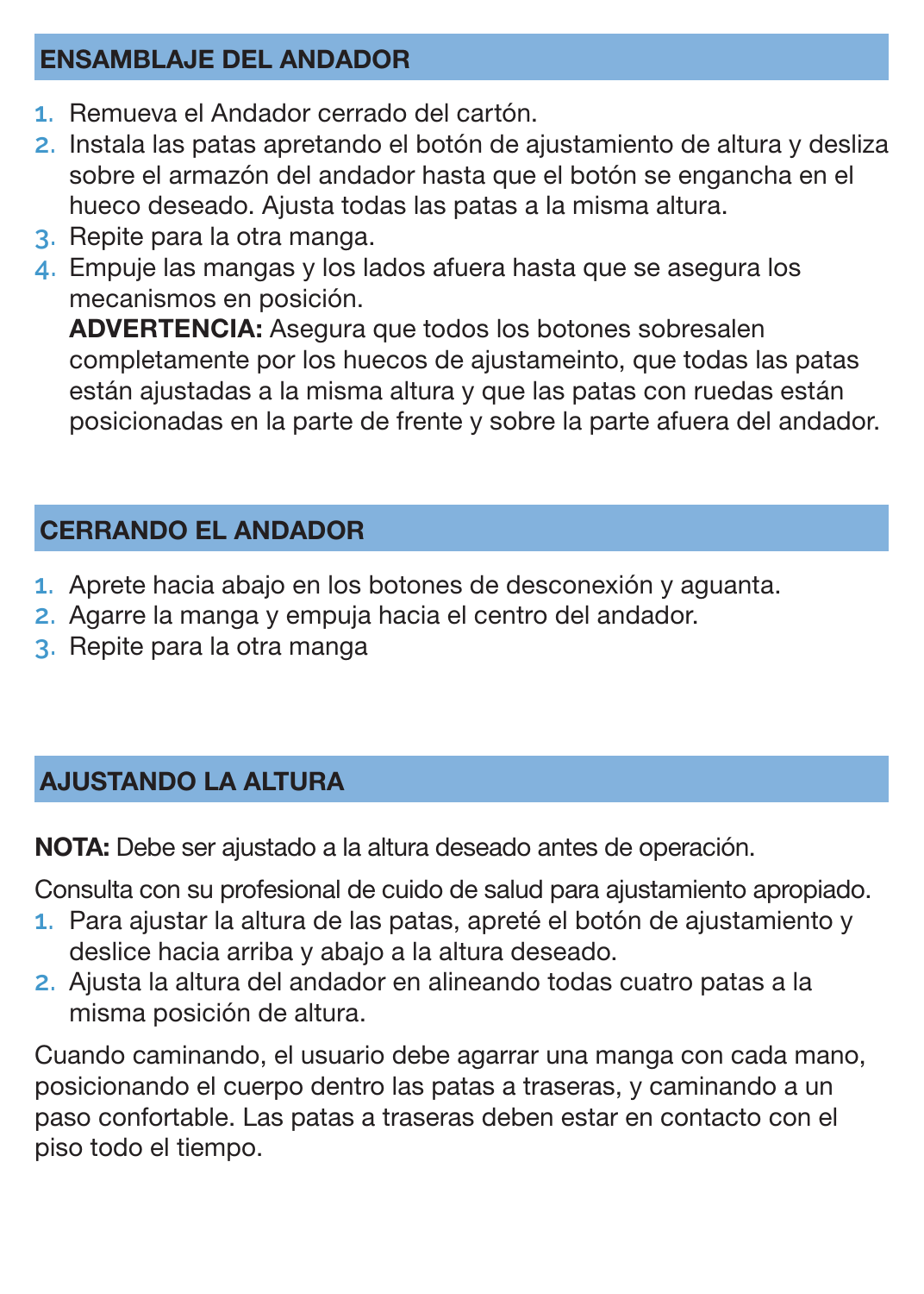## ENSAMBLAJE DEL ANDADOR

1. Remueva el Andador cerrado del cartón.
2. Instala las patas apretando el botón de ajustamiento de altura y desliza sobre el armazón del andador hasta que el botón se engancha en el hueco deseado. Ajusta todas las patas a la misma altura.
3. Repite para la otra manga.
4. Empuje las mangas y los lados afuera hasta que se asegura los mecanismos en posición.
   **ADVERTENCIA:** Asegura que todos los botones sobresalen completamente por los huecos de ajustameinto, que todas las patas están ajustadas a la misma altura y que las patas con ruedas están posicionadas en la parte de frente y sobre la parte afuera del andador.

## CERRANDO EL ANDADOR

1. Aprete hacia abajo en los botones de desconexión y aguanta.
2. Agarre la manga y empuja hacia el centro del andador.
3. Repite para la otra manga

## AJUSTANDO LA ALTURA

**NOTA:** Debe ser ajustado a la altura deseado antes de operación.

Consulta con su profesional de cuido de salud para ajustamiento apropiado.

1. Para ajustar la altura de las patas, apreté el botón de ajustamiento y deslice hacia arriba y abajo a la altura deseado.
2. Ajusta la altura del andador en alineando todas cuatro patas a la misma posición de altura.

Cuando caminando, el usuario debe agarrar una manga con cada mano, posicionando el cuerpo dentro las patas a traseras, y caminando a un paso confortable. Las patas a traseras deben estar en contacto con el piso todo el tiempo.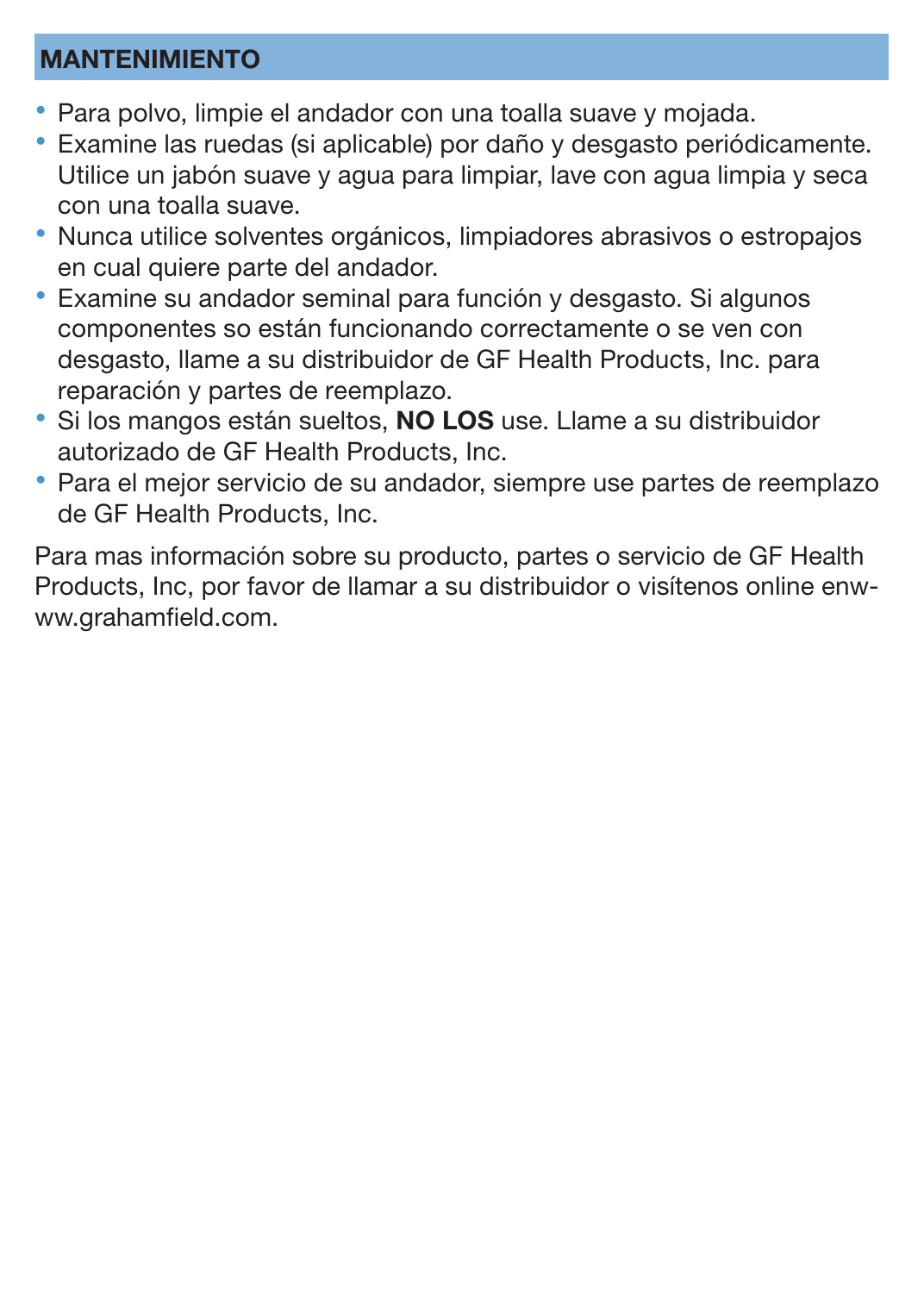## MANTENIMIENTO

- Para polvo, limpie el andador con una toalla suave y mojada.
- Examine las ruedas (si aplicable) por daño y desgasto periódicamente. Utilice un jabón suave y agua para limpiar, lave con agua limpia y seca con una toalla suave.
- Nunca utilice solventes orgánicos, limpiadores abrasivos o estropajos en cual quiere parte del andador.
- Examine su andador seminal para función y desgasto. Si algunos componentes so están funcionando correctamente o se ven con desgasto, llame a su distribuidor de GF Health Products, Inc. para reparación y partes de reemplazo.
- Si los mangos están sueltos, **NO LOS** use. Llame a su distribuidor autorizado de GF Health Products, Inc.
- Para el mejor servicio de su andador, siempre use partes de reemplazo de GF Health Products, Inc.

Para mas información sobre su producto, partes o servicio de GF Health Products, Inc, por favor de llamar a su distribuidor o visítenos online enwww.grahamfield.com.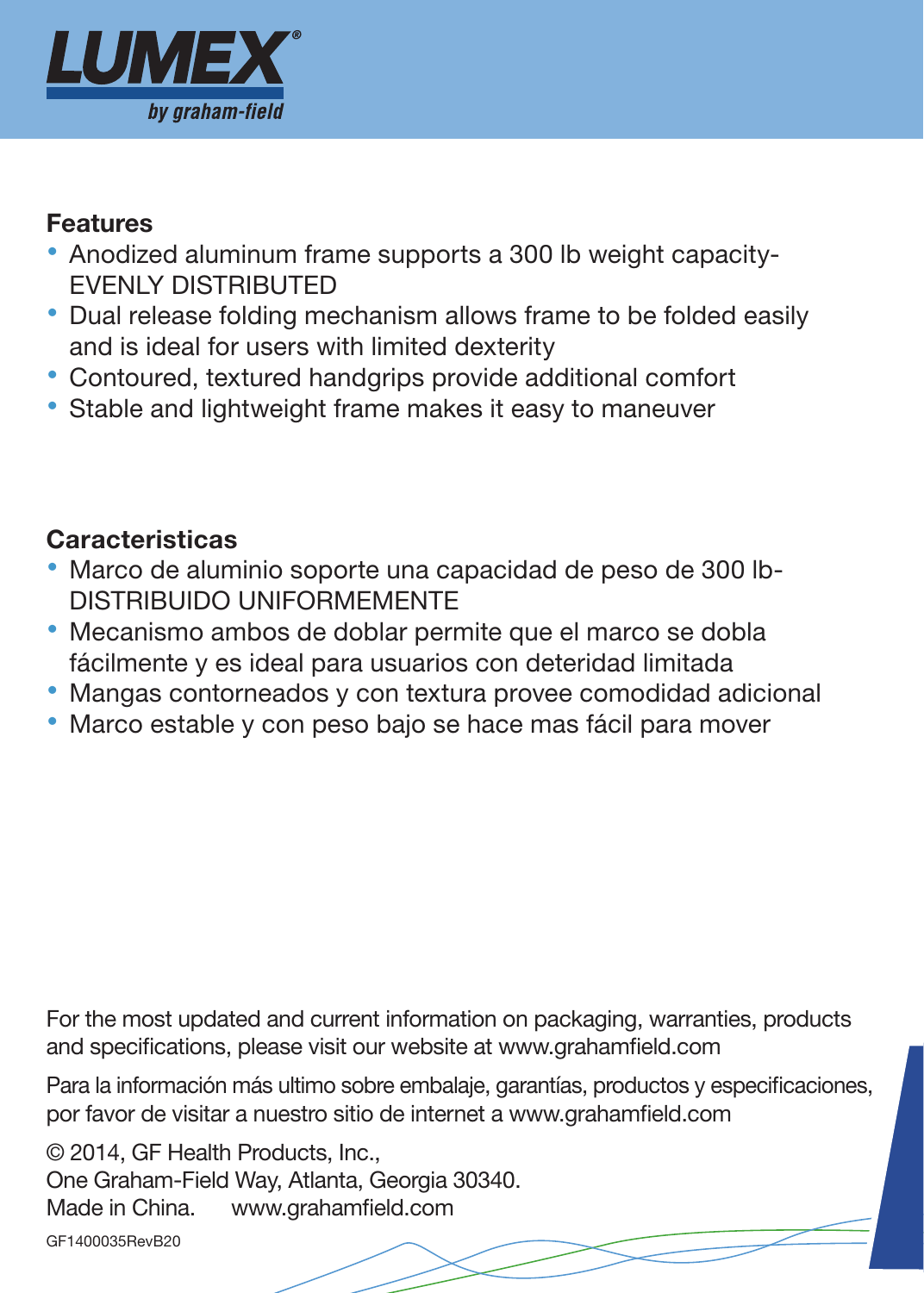LUMEX®
by graham-field

## Features

- Anodized aluminum frame supports a 300 lb weight capacity- EVENLY DISTRIBUTED
- Dual release folding mechanism allows frame to be folded easily and is ideal for users with limited dexterity
- Contoured, textured handgrips provide additional comfort
- Stable and lightweight frame makes it easy to maneuver

## Caracteristicas

- Marco de aluminio soporte una capacidad de peso de 300 lb- DISTRIBUIDO UNIFORMEMENTE
- Mecanismo ambos de doblar permite que el marco se dobla fácilmente y es ideal para usuarios con deteridad limitada
- Mangas contorneados y con textura provee comodidad adicional
- Marco estable y con peso bajo se hace mas fácil para mover

For the most updated and current information on packaging, warranties, products and specifications, please visit our website at www.grahamfield.com

Para la información más ultimo sobre embalaje, garantías, productos y especificaciones, por favor de visitar a nuestro sitio de internet a www.grahamfield.com

© 2014, GF Health Products, Inc.,
One Graham-Field Way, Atlanta, Georgia 30340.
Made in China. www.grahamfield.com

GF1400035RevB20